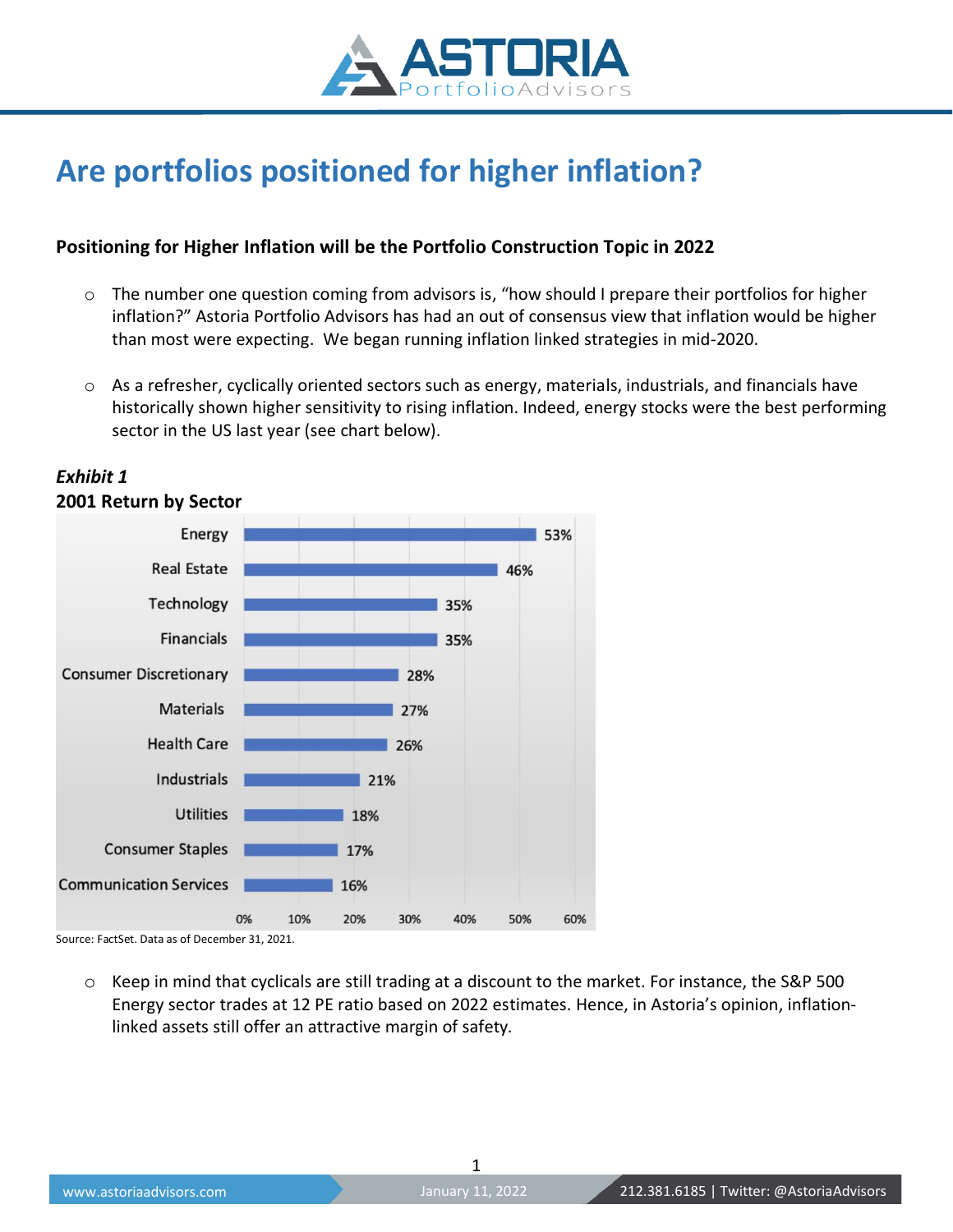# Are portfolios positioned for higher inflation?

**Positioning for Higher Inflation will be the Portfolio Construction Topic in 2022**

- The number one question coming from advisors is, "how should I prepare their portfolios for higher inflation?" Astoria Portfolio Advisors has had an out of consensus view that inflation would be higher than most were expecting. We began running inflation linked strategies in mid-2020.
- As a refresher, cyclically oriented sectors such as energy, materials, industrials, and financials have historically shown higher sensitivity to rising inflation. Indeed, energy stocks were the best performing sector in the US last year (see chart below).

***Exhibit 1***

**2001 Return by Sector**

| Sector | Return |
| --- | --- |
| Energy | 53% |
| Real Estate | 46% |
| Technology | 35% |
| Financials | 35% |
| Consumer Discretionary | 28% |
| Materials | 27% |
| Health Care | 26% |
| Industrials | 21% |
| Utilities | 18% |
| Consumer Staples | 17% |
| Communication Services | 16% |

Source: FactSet. Data as of December 31, 2021.

- Keep in mind that cyclicals are still trading at a discount to the market. For instance, the S&P 500 Energy sector trades at 12 PE ratio based on 2022 estimates. Hence, in Astoria's opinion, inflation-linked assets still offer an attractive margin of safety.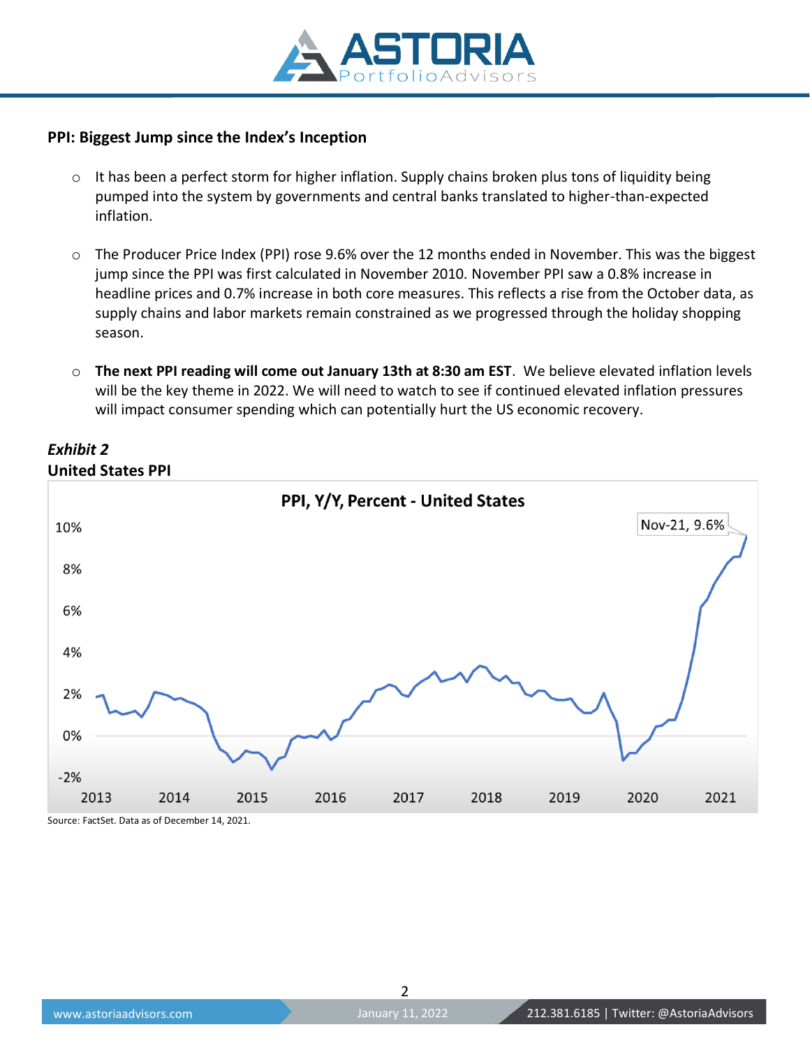## PPI: Biggest Jump since the Index's Inception

- It has been a perfect storm for higher inflation. Supply chains broken plus tons of liquidity being pumped into the system by governments and central banks translated to higher-than-expected inflation.

- The Producer Price Index (PPI) rose 9.6% over the 12 months ended in November. This was the biggest jump since the PPI was first calculated in November 2010. November PPI saw a 0.8% increase in headline prices and 0.7% increase in both core measures. This reflects a rise from the October data, as supply chains and labor markets remain constrained as we progressed through the holiday shopping season.

- **The next PPI reading will come out January 13th at 8:30 am EST**. We believe elevated inflation levels will be the key theme in 2022. We will need to watch to see if continued elevated inflation pressures will impact consumer spending which can potentially hurt the US economic recovery.

***Exhibit 2***

**United States PPI**

**PPI, Y/Y, Percent - United States**

Nov-21, 9.6%

Source: FactSet. Data as of December 14, 2021.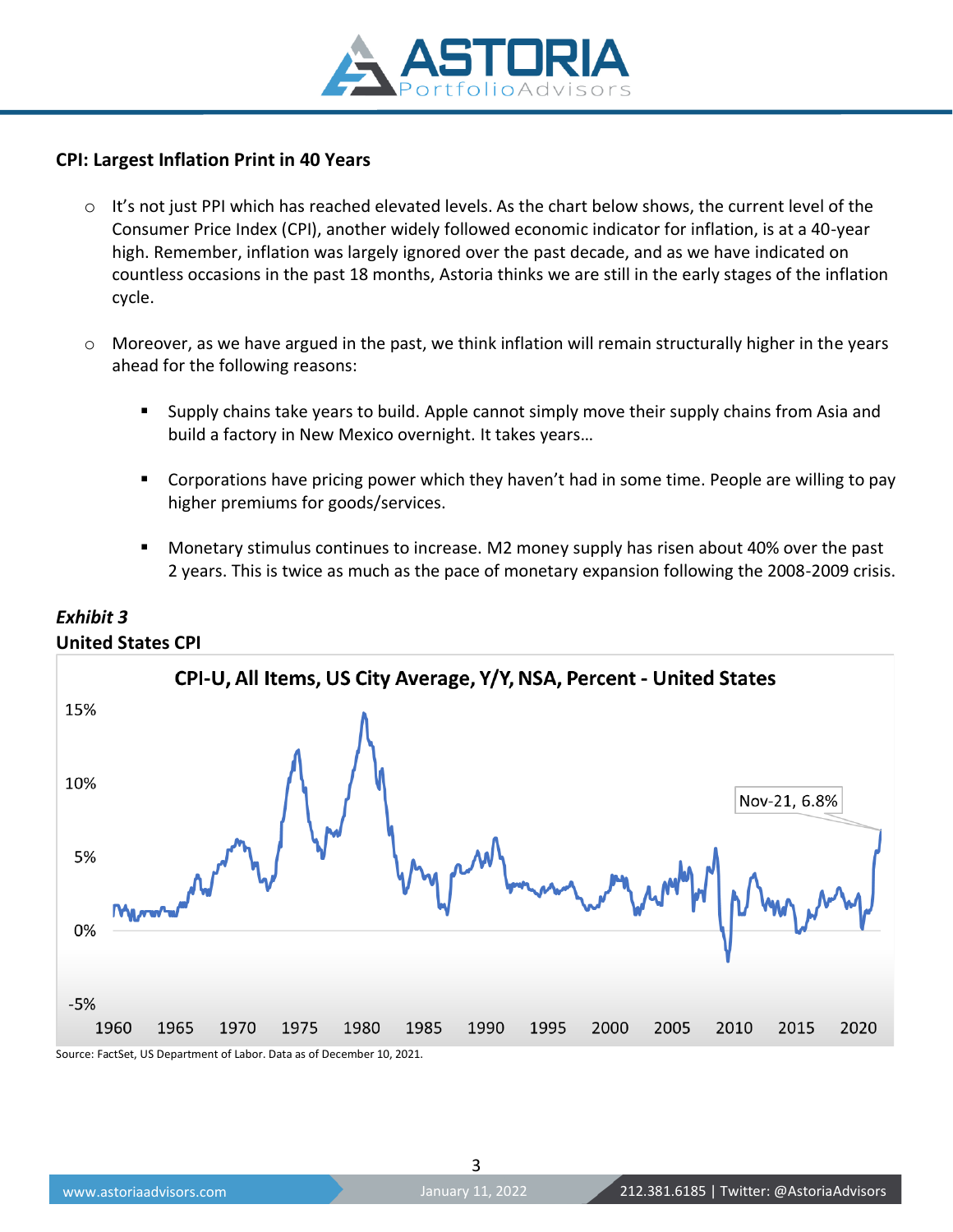## CPI: Largest Inflation Print in 40 Years

- It's not just PPI which has reached elevated levels. As the chart below shows, the current level of the Consumer Price Index (CPI), another widely followed economic indicator for inflation, is at a 40-year high. Remember, inflation was largely ignored over the past decade, and as we have indicated on countless occasions in the past 18 months, Astoria thinks we are still in the early stages of the inflation cycle.

- Moreover, as we have argued in the past, we think inflation will remain structurally higher in the years ahead for the following reasons:

  - Supply chains take years to build. Apple cannot simply move their supply chains from Asia and build a factory in New Mexico overnight. It takes years…

  - Corporations have pricing power which they haven't had in some time. People are willing to pay higher premiums for goods/services.

  - Monetary stimulus continues to increase. M2 money supply has risen about 40% over the past 2 years. This is twice as much as the pace of monetary expansion following the 2008-2009 crisis.

***Exhibit 3***

**United States CPI**

CPI-U, All Items, US City Average, Y/Y, NSA, Percent - United States

Nov-21, 6.8%

Source: FactSet, US Department of Labor. Data as of December 10, 2021.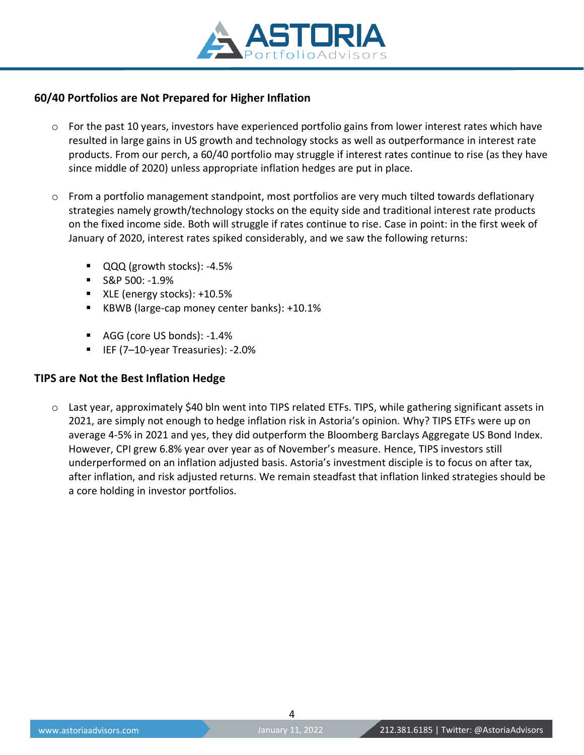## 60/40 Portfolios are Not Prepared for Higher Inflation

- For the past 10 years, investors have experienced portfolio gains from lower interest rates which have resulted in large gains in US growth and technology stocks as well as outperformance in interest rate products. From our perch, a 60/40 portfolio may struggle if interest rates continue to rise (as they have since middle of 2020) unless appropriate inflation hedges are put in place.

- From a portfolio management standpoint, most portfolios are very much tilted towards deflationary strategies namely growth/technology stocks on the equity side and traditional interest rate products on the fixed income side. Both will struggle if rates continue to rise. Case in point: in the first week of January of 2020, interest rates spiked considerably, and we saw the following returns:

  - QQQ (growth stocks): -4.5%
  - S&P 500: -1.9%
  - XLE (energy stocks): +10.5%
  - KBWB (large-cap money center banks): +10.1%

  - AGG (core US bonds): -1.4%
  - IEF (7–10-year Treasuries): -2.0%

## TIPS are Not the Best Inflation Hedge

- Last year, approximately $40 bln went into TIPS related ETFs. TIPS, while gathering significant assets in 2021, are simply not enough to hedge inflation risk in Astoria's opinion. Why? TIPS ETFs were up on average 4-5% in 2021 and yes, they did outperform the Bloomberg Barclays Aggregate US Bond Index. However, CPI grew 6.8% year over year as of November's measure. Hence, TIPS investors still underperformed on an inflation adjusted basis. Astoria's investment disciple is to focus on after tax, after inflation, and risk adjusted returns. We remain steadfast that inflation linked strategies should be a core holding in investor portfolios.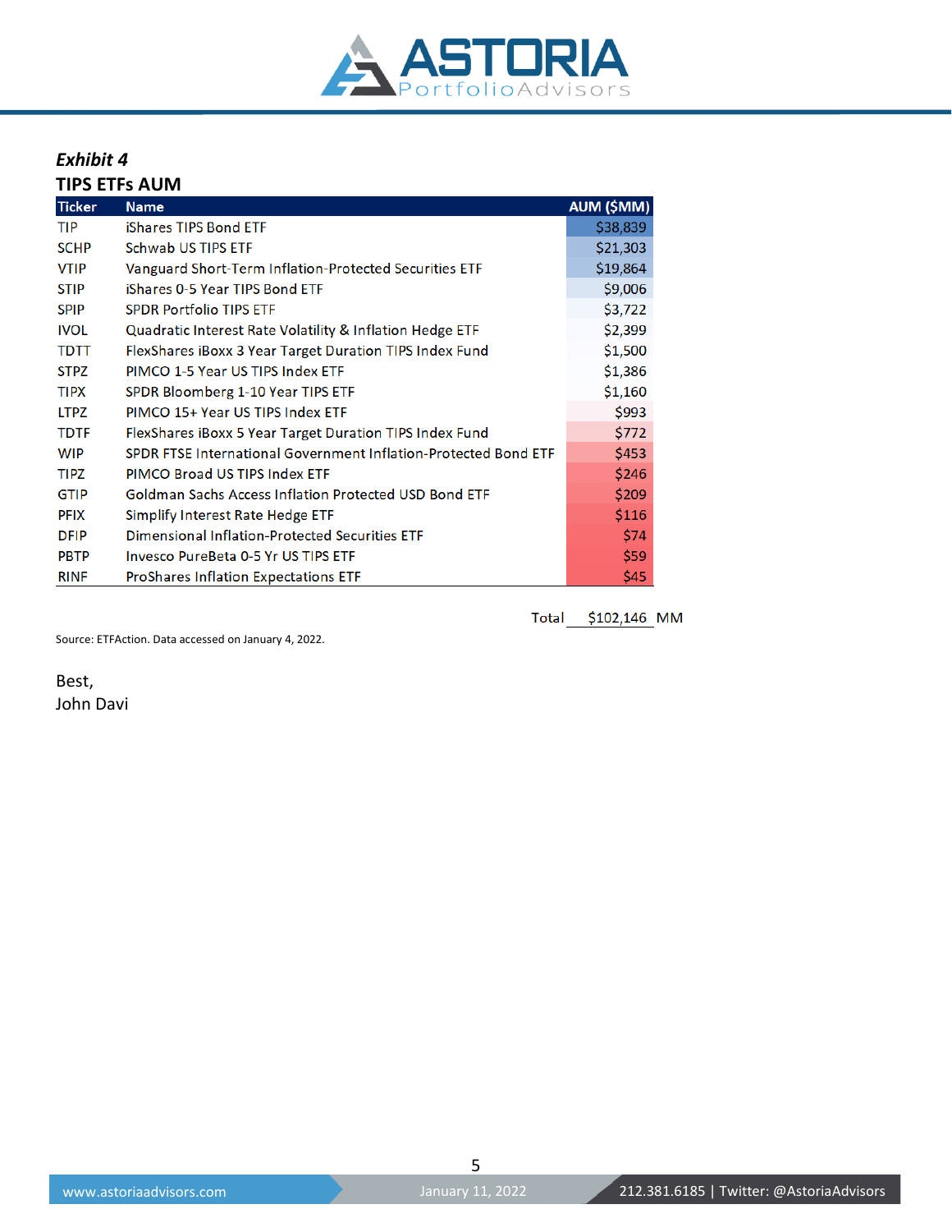***Exhibit 4***

**TIPS ETFs AUM**

| Ticker | Name | AUM ($MM) |
|---|---|---|
| TIP | iShares TIPS Bond ETF | $38,839 |
| SCHP | Schwab US TIPS ETF | $21,303 |
| VTIP | Vanguard Short-Term Inflation-Protected Securities ETF | $19,864 |
| STIP | iShares 0-5 Year TIPS Bond ETF | $9,006 |
| SPIP | SPDR Portfolio TIPS ETF | $3,722 |
| IVOL | Quadratic Interest Rate Volatility & Inflation Hedge ETF | $2,399 |
| TDTT | FlexShares iBoxx 3 Year Target Duration TIPS Index Fund | $1,500 |
| STPZ | PIMCO 1-5 Year US TIPS Index ETF | $1,386 |
| TIPX | SPDR Bloomberg 1-10 Year TIPS ETF | $1,160 |
| LTPZ | PIMCO 15+ Year US TIPS Index ETF | $993 |
| TDTF | FlexShares iBoxx 5 Year Target Duration TIPS Index Fund | $772 |
| WIP | SPDR FTSE International Government Inflation-Protected Bond ETF | $453 |
| TIPZ | PIMCO Broad US TIPS Index ETF | $246 |
| GTIP | Goldman Sachs Access Inflation Protected USD Bond ETF | $209 |
| PFIX | Simplify Interest Rate Hedge ETF | $116 |
| DFIP | Dimensional Inflation-Protected Securities ETF | $74 |
| PBTP | Invesco PureBeta 0-5 Yr US TIPS ETF | $59 |
| RINF | ProShares Inflation Expectations ETF | $45 |
| | Total | $102,146 MM |

Source: ETFAction. Data accessed on January 4, 2022.

Best,
John Davi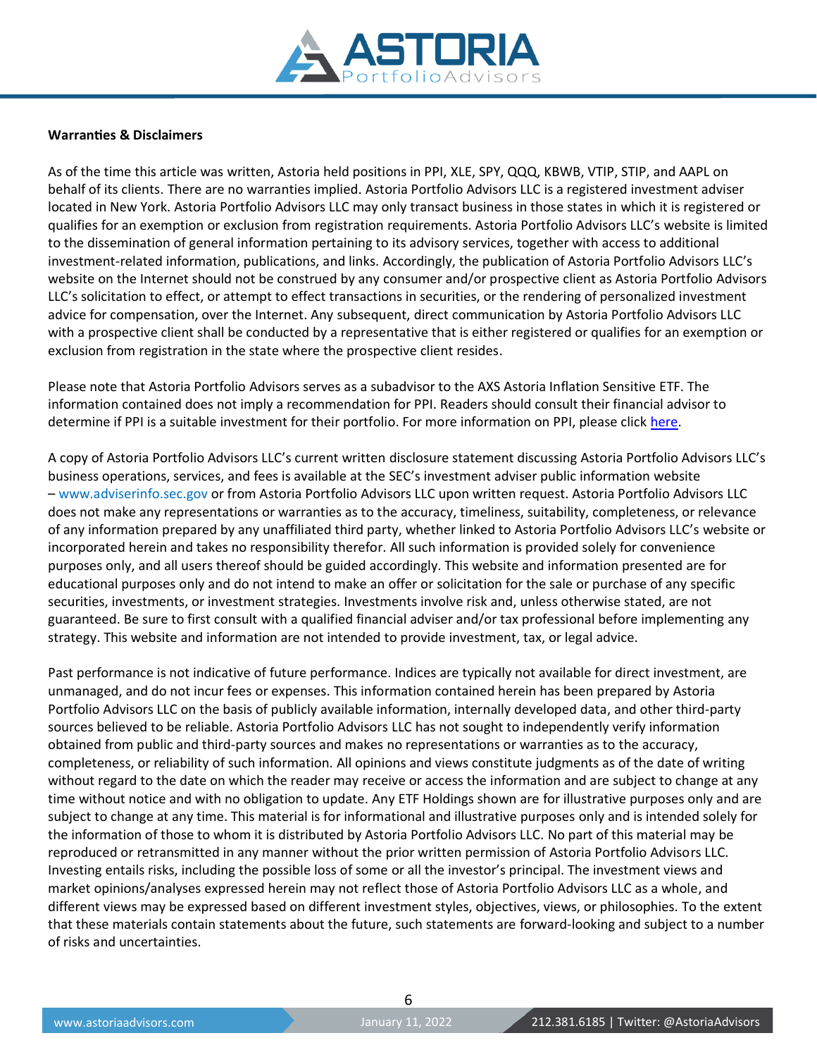**Warranties & Disclaimers**

As of the time this article was written, Astoria held positions in PPI, XLE, SPY, QQQ, KBWB, VTIP, STIP, and AAPL on behalf of its clients. There are no warranties implied. Astoria Portfolio Advisors LLC is a registered investment adviser located in New York. Astoria Portfolio Advisors LLC may only transact business in those states in which it is registered or qualifies for an exemption or exclusion from registration requirements. Astoria Portfolio Advisors LLC's website is limited to the dissemination of general information pertaining to its advisory services, together with access to additional investment-related information, publications, and links. Accordingly, the publication of Astoria Portfolio Advisors LLC's website on the Internet should not be construed by any consumer and/or prospective client as Astoria Portfolio Advisors LLC's solicitation to effect, or attempt to effect transactions in securities, or the rendering of personalized investment advice for compensation, over the Internet. Any subsequent, direct communication by Astoria Portfolio Advisors LLC with a prospective client shall be conducted by a representative that is either registered or qualifies for an exemption or exclusion from registration in the state where the prospective client resides.

Please note that Astoria Portfolio Advisors serves as a subadvisor to the AXS Astoria Inflation Sensitive ETF. The information contained does not imply a recommendation for PPI. Readers should consult their financial advisor to determine if PPI is a suitable investment for their portfolio. For more information on PPI, please click here.

A copy of Astoria Portfolio Advisors LLC's current written disclosure statement discussing Astoria Portfolio Advisors LLC's business operations, services, and fees is available at the SEC's investment adviser public information website – www.adviserinfo.sec.gov or from Astoria Portfolio Advisors LLC upon written request. Astoria Portfolio Advisors LLC does not make any representations or warranties as to the accuracy, timeliness, suitability, completeness, or relevance of any information prepared by any unaffiliated third party, whether linked to Astoria Portfolio Advisors LLC's website or incorporated herein and takes no responsibility therefor. All such information is provided solely for convenience purposes only, and all users thereof should be guided accordingly. This website and information presented are for educational purposes only and do not intend to make an offer or solicitation for the sale or purchase of any specific securities, investments, or investment strategies. Investments involve risk and, unless otherwise stated, are not guaranteed. Be sure to first consult with a qualified financial adviser and/or tax professional before implementing any strategy. This website and information are not intended to provide investment, tax, or legal advice.

Past performance is not indicative of future performance. Indices are typically not available for direct investment, are unmanaged, and do not incur fees or expenses. This information contained herein has been prepared by Astoria Portfolio Advisors LLC on the basis of publicly available information, internally developed data, and other third-party sources believed to be reliable. Astoria Portfolio Advisors LLC has not sought to independently verify information obtained from public and third-party sources and makes no representations or warranties as to the accuracy, completeness, or reliability of such information. All opinions and views constitute judgments as of the date of writing without regard to the date on which the reader may receive or access the information and are subject to change at any time without notice and with no obligation to update. Any ETF Holdings shown are for illustrative purposes only and are subject to change at any time. This material is for informational and illustrative purposes only and is intended solely for the information of those to whom it is distributed by Astoria Portfolio Advisors LLC. No part of this material may be reproduced or retransmitted in any manner without the prior written permission of Astoria Portfolio Advisors LLC. Investing entails risks, including the possible loss of some or all the investor's principal. The investment views and market opinions/analyses expressed herein may not reflect those of Astoria Portfolio Advisors LLC as a whole, and different views may be expressed based on different investment styles, objectives, views, or philosophies. To the extent that these materials contain statements about the future, such statements are forward-looking and subject to a number of risks and uncertainties.